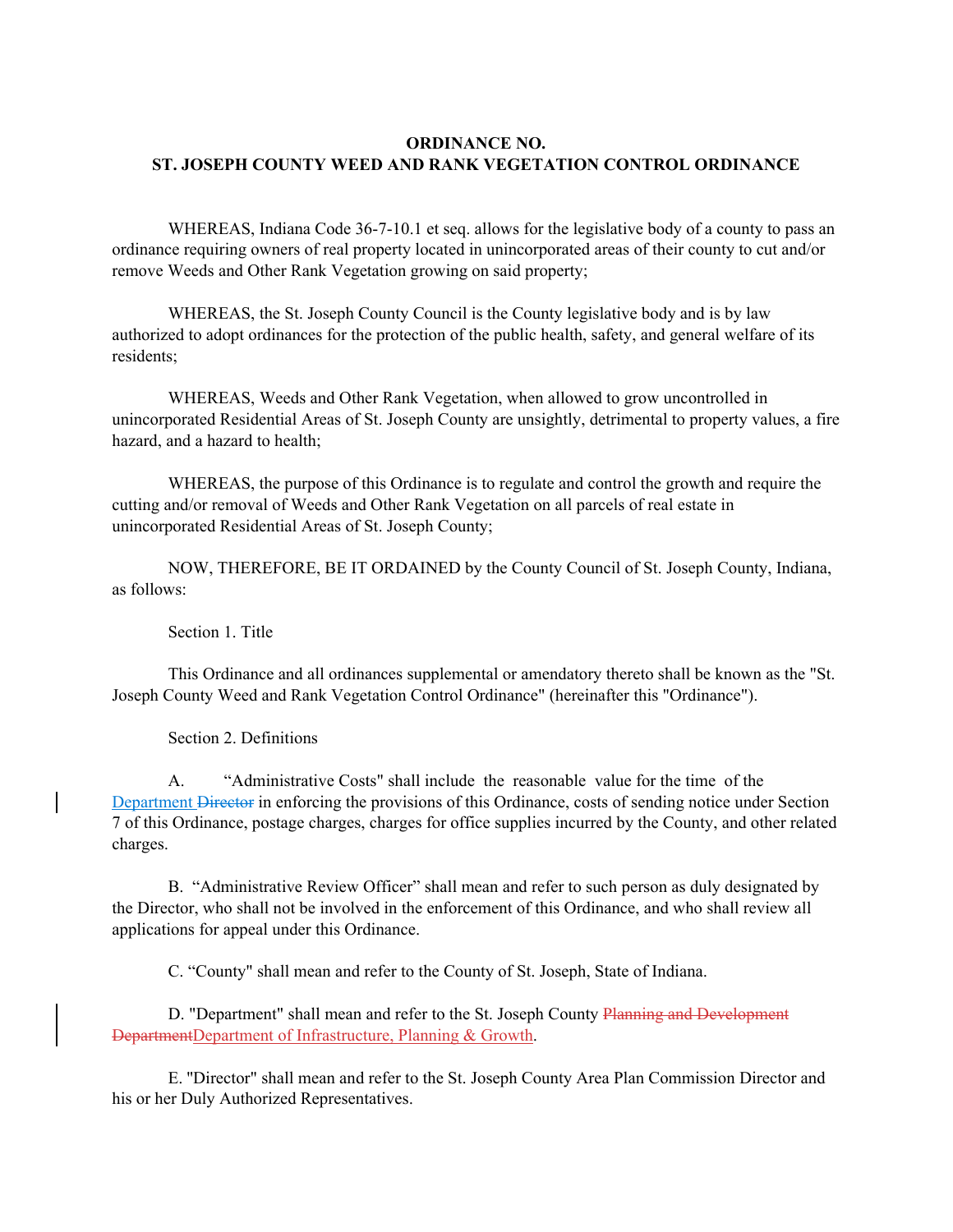**ORDINANCE NO.**
**ST. JOSEPH COUNTY WEED AND RANK VEGETATION CONTROL ORDINANCE**

WHEREAS, Indiana Code 36-7-10.1 et seq. allows for the legislative body of a county to pass an ordinance requiring owners of real property located in unincorporated areas of their county to cut and/or remove Weeds and Other Rank Vegetation growing on said property;

WHEREAS, the St. Joseph County Council is the County legislative body and is by law authorized to adopt ordinances for the protection of the public health, safety, and general welfare of its residents;

WHEREAS, Weeds and Other Rank Vegetation, when allowed to grow uncontrolled in unincorporated Residential Areas of St. Joseph County are unsightly, detrimental to property values, a fire hazard, and a hazard to health;

WHEREAS, the purpose of this Ordinance is to regulate and control the growth and require the cutting and/or removal of Weeds and Other Rank Vegetation on all parcels of real estate in unincorporated Residential Areas of St. Joseph County;

NOW, THEREFORE, BE IT ORDAINED by the County Council of St. Joseph County, Indiana, as follows:

Section 1. Title

This Ordinance and all ordinances supplemental or amendatory thereto shall be known as the "St. Joseph County Weed and Rank Vegetation Control Ordinance" (hereinafter this "Ordinance").

Section 2. Definitions

A. "Administrative Costs" shall include the reasonable value for the time of the Department ~~Director~~ in enforcing the provisions of this Ordinance, costs of sending notice under Section 7 of this Ordinance, postage charges, charges for office supplies incurred by the County, and other related charges.

B. "Administrative Review Officer" shall mean and refer to such person as duly designated by the Director, who shall not be involved in the enforcement of this Ordinance, and who shall review all applications for appeal under this Ordinance.

C. "County" shall mean and refer to the County of St. Joseph, State of Indiana.

D. "Department" shall mean and refer to the St. Joseph County ~~Planning and Development Department~~Department of Infrastructure, Planning & Growth.

E. "Director" shall mean and refer to the St. Joseph County Area Plan Commission Director and his or her Duly Authorized Representatives.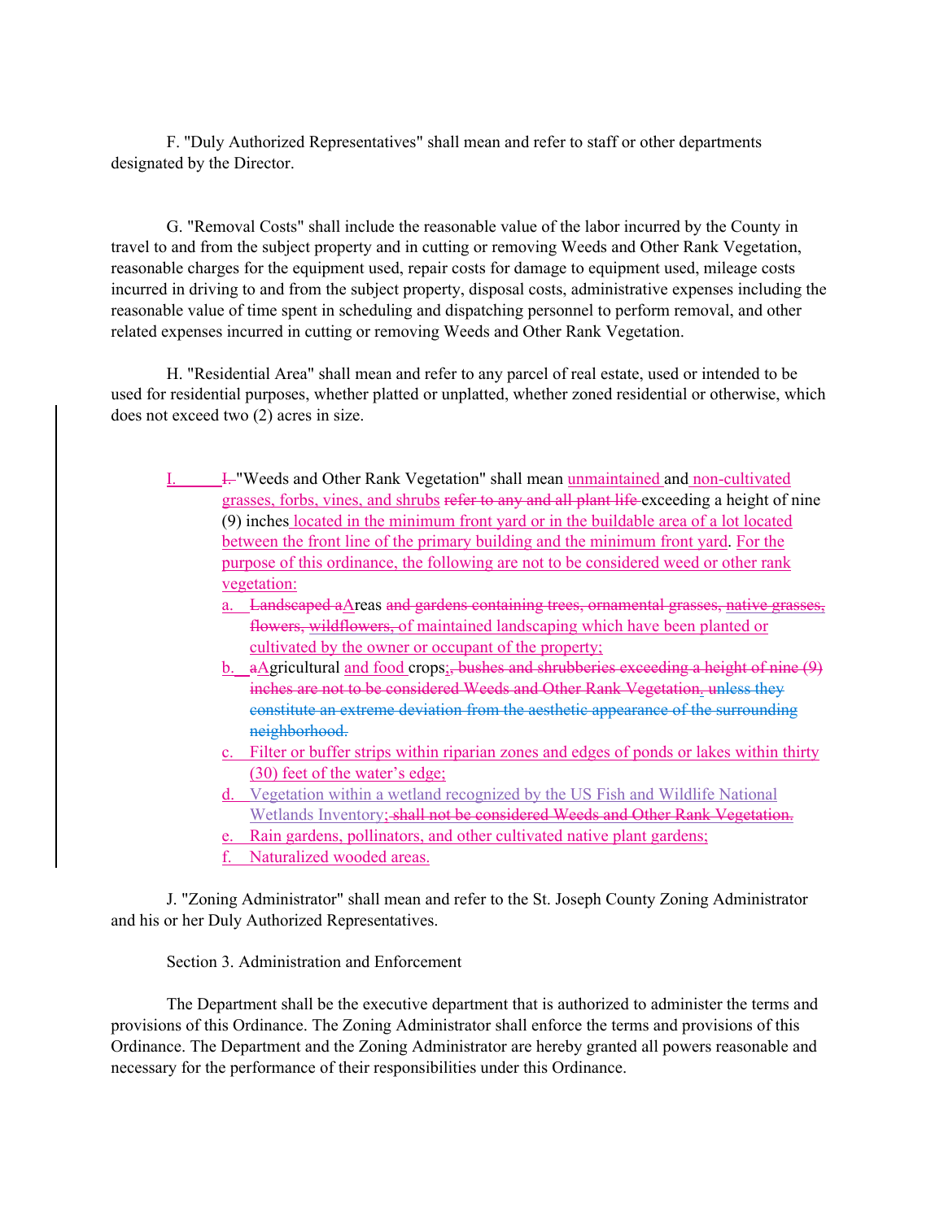F. "Duly Authorized Representatives" shall mean and refer to staff or other departments designated by the Director.

G. "Removal Costs" shall include the reasonable value of the labor incurred by the County in travel to and from the subject property and in cutting or removing Weeds and Other Rank Vegetation, reasonable charges for the equipment used, repair costs for damage to equipment used, mileage costs incurred in driving to and from the subject property, disposal costs, administrative expenses including the reasonable value of time spent in scheduling and dispatching personnel to perform removal, and other related expenses incurred in cutting or removing Weeds and Other Rank Vegetation.

H. "Residential Area" shall mean and refer to any parcel of real estate, used or intended to be used for residential purposes, whether platted or unplatted, whether zoned residential or otherwise, which does not exceed two (2) acres in size.

I. ~~I.~~ "Weeds and Other Rank Vegetation" shall mean unmaintained and non-cultivated grasses, forbs, vines, and shrubs ~~refer to any and all plant life~~ exceeding a height of nine (9) inches located in the minimum front yard or in the buildable area of a lot located between the front line of the primary building and the minimum front yard. For the purpose of this ordinance, the following are not to be considered weed or other rank vegetation:

a. ~~Landscaped a~~Areas ~~and gardens containing trees, ornamental grasses, native grasses, flowers, wildflowers,~~ of maintained landscaping which have been planted or cultivated by the owner or occupant of the property;
b. ~~a~~Agricultural and food crops;~~, bushes and shrubberies exceeding a height of nine (9) inches are not to be considered Weeds and Other Rank Vegetation. unless they constitute an extreme deviation from the aesthetic appearance of the surrounding neighborhood.~~
c. Filter or buffer strips within riparian zones and edges of ponds or lakes within thirty (30) feet of the water's edge;
d. Vegetation within a wetland recognized by the US Fish and Wildlife National Wetlands Inventory;~~, shall not be considered Weeds and Other Rank Vegetation.~~
e. Rain gardens, pollinators, and other cultivated native plant gardens;
f. Naturalized wooded areas.

J. "Zoning Administrator" shall mean and refer to the St. Joseph County Zoning Administrator and his or her Duly Authorized Representatives.

Section 3. Administration and Enforcement

The Department shall be the executive department that is authorized to administer the terms and provisions of this Ordinance. The Zoning Administrator shall enforce the terms and provisions of this Ordinance. The Department and the Zoning Administrator are hereby granted all powers reasonable and necessary for the performance of their responsibilities under this Ordinance.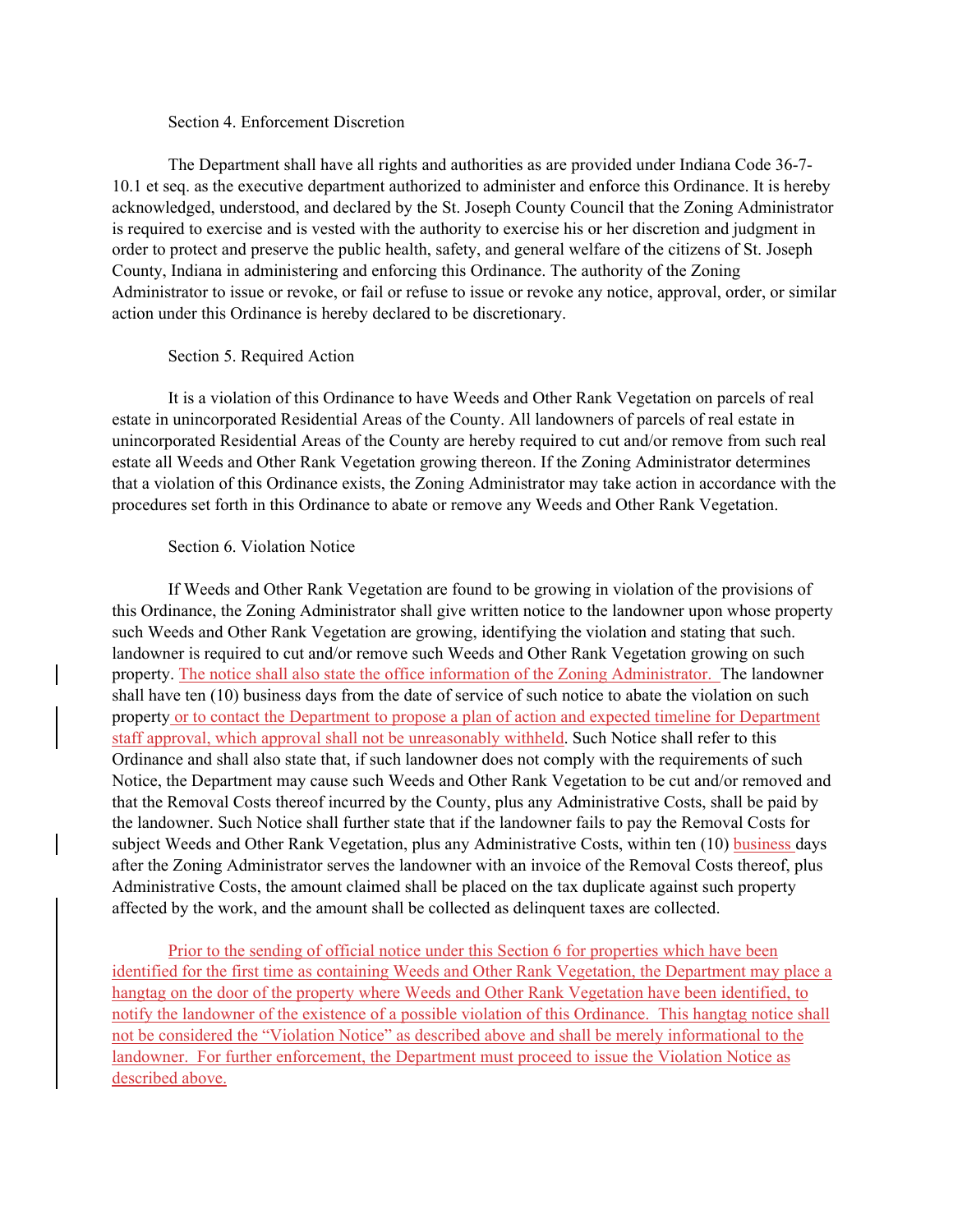Section 4. Enforcement Discretion

The Department shall have all rights and authorities as are provided under Indiana Code 36-7-10.1 et seq. as the executive department authorized to administer and enforce this Ordinance. It is hereby acknowledged, understood, and declared by the St. Joseph County Council that the Zoning Administrator is required to exercise and is vested with the authority to exercise his or her discretion and judgment in order to protect and preserve the public health, safety, and general welfare of the citizens of St. Joseph County, Indiana in administering and enforcing this Ordinance. The authority of the Zoning Administrator to issue or revoke, or fail or refuse to issue or revoke any notice, approval, order, or similar action under this Ordinance is hereby declared to be discretionary.

Section 5. Required Action

It is a violation of this Ordinance to have Weeds and Other Rank Vegetation on parcels of real estate in unincorporated Residential Areas of the County. All landowners of parcels of real estate in unincorporated Residential Areas of the County are hereby required to cut and/or remove from such real estate all Weeds and Other Rank Vegetation growing thereon. If the Zoning Administrator determines that a violation of this Ordinance exists, the Zoning Administrator may take action in accordance with the procedures set forth in this Ordinance to abate or remove any Weeds and Other Rank Vegetation.

Section 6. Violation Notice

If Weeds and Other Rank Vegetation are found to be growing in violation of the provisions of this Ordinance, the Zoning Administrator shall give written notice to the landowner upon whose property such Weeds and Other Rank Vegetation are growing, identifying the violation and stating that such. landowner is required to cut and/or remove such Weeds and Other Rank Vegetation growing on such property. The notice shall also state the office information of the Zoning Administrator. The landowner shall have ten (10) business days from the date of service of such notice to abate the violation on such property or to contact the Department to propose a plan of action and expected timeline for Department staff approval, which approval shall not be unreasonably withheld. Such Notice shall refer to this Ordinance and shall also state that, if such landowner does not comply with the requirements of such Notice, the Department may cause such Weeds and Other Rank Vegetation to be cut and/or removed and that the Removal Costs thereof incurred by the County, plus any Administrative Costs, shall be paid by the landowner. Such Notice shall further state that if the landowner fails to pay the Removal Costs for subject Weeds and Other Rank Vegetation, plus any Administrative Costs, within ten (10) business days after the Zoning Administrator serves the landowner with an invoice of the Removal Costs thereof, plus Administrative Costs, the amount claimed shall be placed on the tax duplicate against such property affected by the work, and the amount shall be collected as delinquent taxes are collected.

Prior to the sending of official notice under this Section 6 for properties which have been identified for the first time as containing Weeds and Other Rank Vegetation, the Department may place a hangtag on the door of the property where Weeds and Other Rank Vegetation have been identified, to notify the landowner of the existence of a possible violation of this Ordinance. This hangtag notice shall not be considered the "Violation Notice" as described above and shall be merely informational to the landowner. For further enforcement, the Department must proceed to issue the Violation Notice as described above.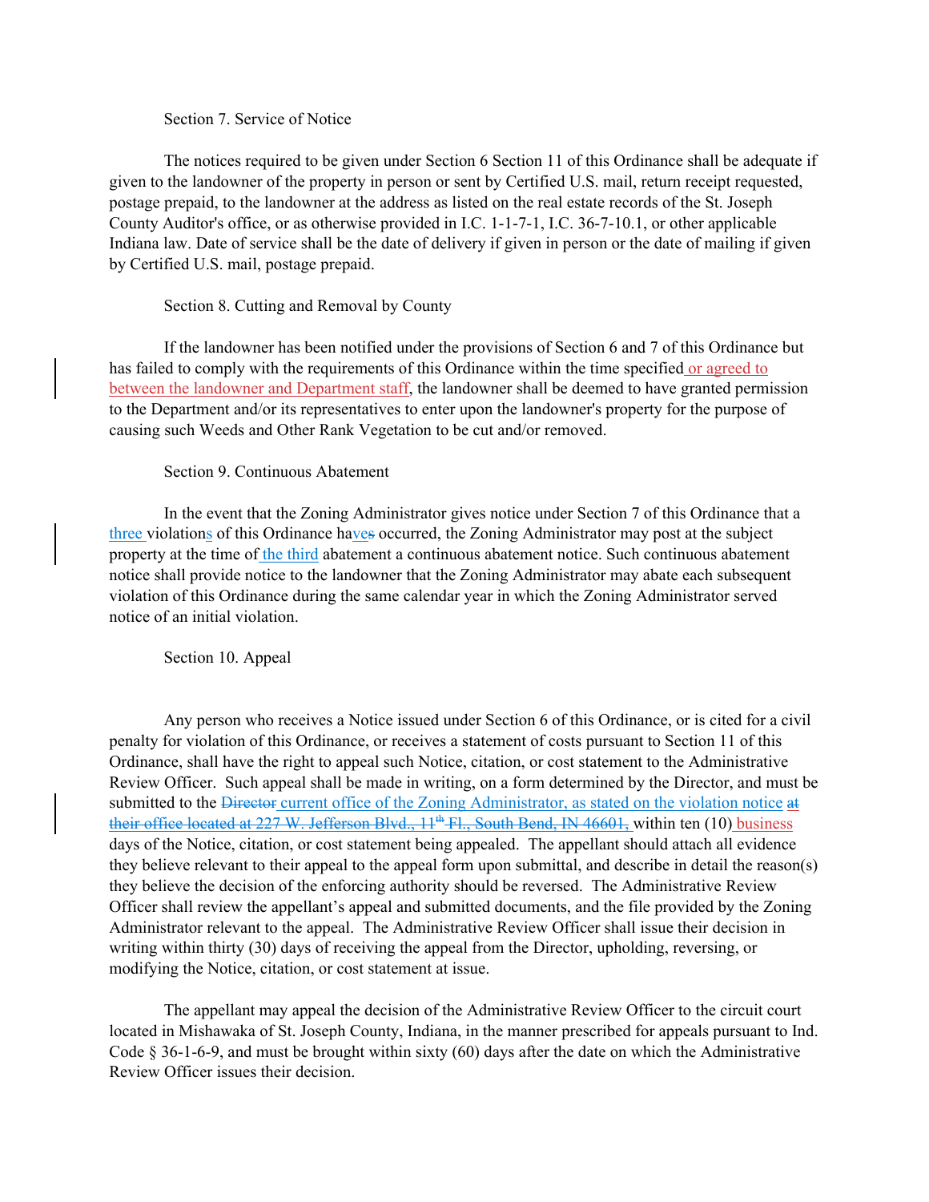Section 7. Service of Notice

The notices required to be given under Section 6 Section 11 of this Ordinance shall be adequate if given to the landowner of the property in person or sent by Certified U.S. mail, return receipt requested, postage prepaid, to the landowner at the address as listed on the real estate records of the St. Joseph County Auditor's office, or as otherwise provided in I.C. 1-1-7-1, I.C. 36-7-10.1, or other applicable Indiana law. Date of service shall be the date of delivery if given in person or the date of mailing if given by Certified U.S. mail, postage prepaid.

Section 8. Cutting and Removal by County

If the landowner has been notified under the provisions of Section 6 and 7 of this Ordinance but has failed to comply with the requirements of this Ordinance within the time specified or agreed to between the landowner and Department staff, the landowner shall be deemed to have granted permission to the Department and/or its representatives to enter upon the landowner's property for the purpose of causing such Weeds and Other Rank Vegetation to be cut and/or removed.

Section 9. Continuous Abatement

In the event that the Zoning Administrator gives notice under Section 7 of this Ordinance that a three violations of this Ordinance have~~s~~ occurred, the Zoning Administrator may post at the subject property at the time of the third abatement a continuous abatement notice. Such continuous abatement notice shall provide notice to the landowner that the Zoning Administrator may abate each subsequent violation of this Ordinance during the same calendar year in which the Zoning Administrator served notice of an initial violation.

Section 10. Appeal

Any person who receives a Notice issued under Section 6 of this Ordinance, or is cited for a civil penalty for violation of this Ordinance, or receives a statement of costs pursuant to Section 11 of this Ordinance, shall have the right to appeal such Notice, citation, or cost statement to the Administrative Review Officer. Such appeal shall be made in writing, on a form determined by the Director, and must be submitted to the ~~Director~~ current office of the Zoning Administrator, as stated on the violation notice ~~at their office located at 227 W. Jefferson Blvd., 11th Fl., South Bend, IN 46601,~~ within ten (10) business days of the Notice, citation, or cost statement being appealed. The appellant should attach all evidence they believe relevant to their appeal to the appeal form upon submittal, and describe in detail the reason(s) they believe the decision of the enforcing authority should be reversed. The Administrative Review Officer shall review the appellant's appeal and submitted documents, and the file provided by the Zoning Administrator relevant to the appeal. The Administrative Review Officer shall issue their decision in writing within thirty (30) days of receiving the appeal from the Director, upholding, reversing, or modifying the Notice, citation, or cost statement at issue.

The appellant may appeal the decision of the Administrative Review Officer to the circuit court located in Mishawaka of St. Joseph County, Indiana, in the manner prescribed for appeals pursuant to Ind. Code § 36-1-6-9, and must be brought within sixty (60) days after the date on which the Administrative Review Officer issues their decision.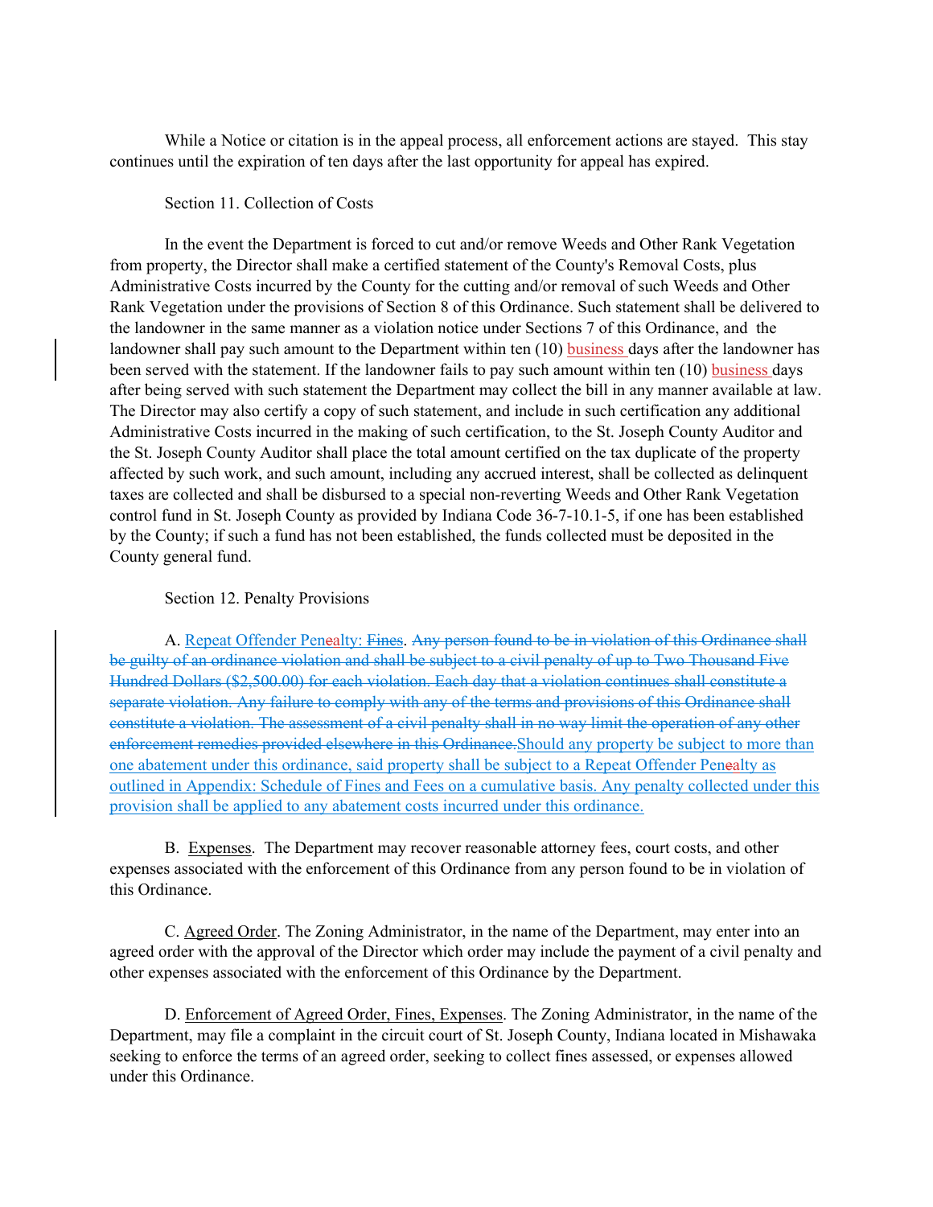While a Notice or citation is in the appeal process, all enforcement actions are stayed. This stay continues until the expiration of ten days after the last opportunity for appeal has expired.

Section 11. Collection of Costs

In the event the Department is forced to cut and/or remove Weeds and Other Rank Vegetation from property, the Director shall make a certified statement of the County's Removal Costs, plus Administrative Costs incurred by the County for the cutting and/or removal of such Weeds and Other Rank Vegetation under the provisions of Section 8 of this Ordinance. Such statement shall be delivered to the landowner in the same manner as a violation notice under Sections 7 of this Ordinance, and the landowner shall pay such amount to the Department within ten (10) business days after the landowner has been served with the statement. If the landowner fails to pay such amount within ten (10) business days after being served with such statement the Department may collect the bill in any manner available at law. The Director may also certify a copy of such statement, and include in such certification any additional Administrative Costs incurred in the making of such certification, to the St. Joseph County Auditor and the St. Joseph County Auditor shall place the total amount certified on the tax duplicate of the property affected by such work, and such amount, including any accrued interest, shall be collected as delinquent taxes are collected and shall be disbursed to a special non-reverting Weeds and Other Rank Vegetation control fund in St. Joseph County as provided by Indiana Code 36-7-10.1-5, if one has been established by the County; if such a fund has not been established, the funds collected must be deposited in the County general fund.

Section 12. Penalty Provisions

A. Repeat Offender Penealty: ~~Fines~~. ~~Any person found to be in violation of this Ordinance shall be guilty of an ordinance violation and shall be subject to a civil penalty of up to Two Thousand Five Hundred Dollars ($2,500.00) for each violation. Each day that a violation continues shall constitute a separate violation. Any failure to comply with any of the terms and provisions of this Ordinance shall constitute a violation. The assessment of a civil penalty shall in no way limit the operation of any other enforcement remedies provided elsewhere in this Ordinance.~~Should any property be subject to more than one abatement under this ordinance, said property shall be subject to a Repeat Offender Penealty as outlined in Appendix: Schedule of Fines and Fees on a cumulative basis. Any penalty collected under this provision shall be applied to any abatement costs incurred under this ordinance.

B. Expenses. The Department may recover reasonable attorney fees, court costs, and other expenses associated with the enforcement of this Ordinance from any person found to be in violation of this Ordinance.

C. Agreed Order. The Zoning Administrator, in the name of the Department, may enter into an agreed order with the approval of the Director which order may include the payment of a civil penalty and other expenses associated with the enforcement of this Ordinance by the Department.

D. Enforcement of Agreed Order, Fines, Expenses. The Zoning Administrator, in the name of the Department, may file a complaint in the circuit court of St. Joseph County, Indiana located in Mishawaka seeking to enforce the terms of an agreed order, seeking to collect fines assessed, or expenses allowed under this Ordinance.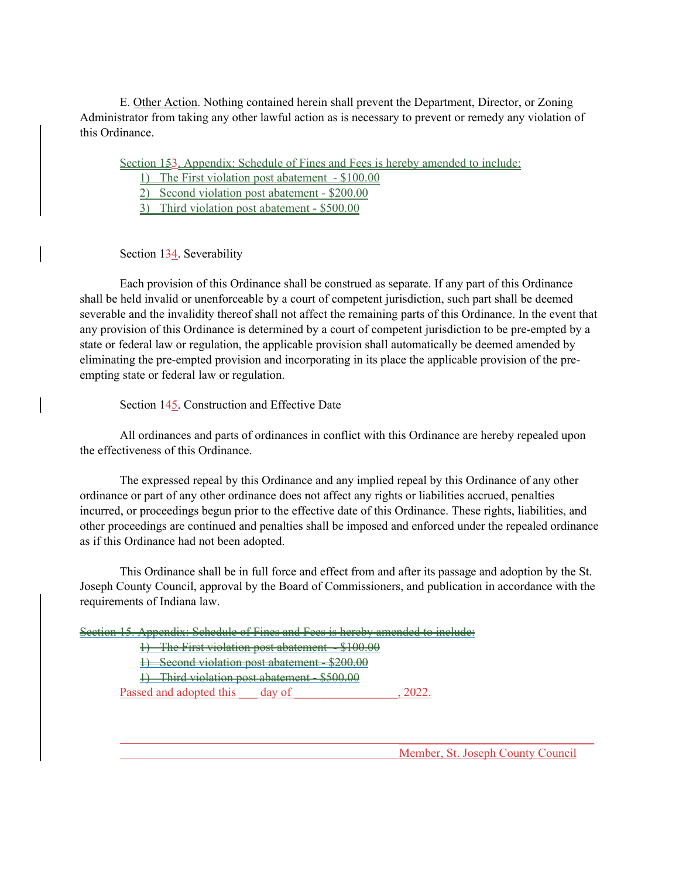E. Other Action. Nothing contained herein shall prevent the Department, Director, or Zoning Administrator from taking any other lawful action as is necessary to prevent or remedy any violation of this Ordinance.

Section 153. Appendix: Schedule of Fines and Fees is hereby amended to include:

1) The First violation post abatement - $100.00
2) Second violation post abatement - $200.00
3) Third violation post abatement - $500.00

Section 134. Severability

Each provision of this Ordinance shall be construed as separate. If any part of this Ordinance shall be held invalid or unenforceable by a court of competent jurisdiction, such part shall be deemed severable and the invalidity thereof shall not affect the remaining parts of this Ordinance. In the event that any provision of this Ordinance is determined by a court of competent jurisdiction to be pre-empted by a state or federal law or regulation, the applicable provision shall automatically be deemed amended by eliminating the pre-empted provision and incorporating in its place the applicable provision of the pre-empting state or federal law or regulation.

Section 145. Construction and Effective Date

All ordinances and parts of ordinances in conflict with this Ordinance are hereby repealed upon the effectiveness of this Ordinance.

The expressed repeal by this Ordinance and any implied repeal by this Ordinance of any other ordinance or part of any other ordinance does not affect any rights or liabilities accrued, penalties incurred, or proceedings begun prior to the effective date of this Ordinance. These rights, liabilities, and other proceedings are continued and penalties shall be imposed and enforced under the repealed ordinance as if this Ordinance had not been adopted.

This Ordinance shall be in full force and effect from and after its passage and adoption by the St. Joseph County Council, approval by the Board of Commissioners, and publication in accordance with the requirements of Indiana law.

~~Section 15. Appendix: Schedule of Fines and Fees is hereby amended to include:~~

~~1) The First violation post abatement - $100.00~~
~~1) Second violation post abatement - $200.00~~
~~1) Third violation post abatement - $500.00~~

Passed and adopted this ___ day of _________________, 2022.

_______________________________________________

Member, St. Joseph County Council